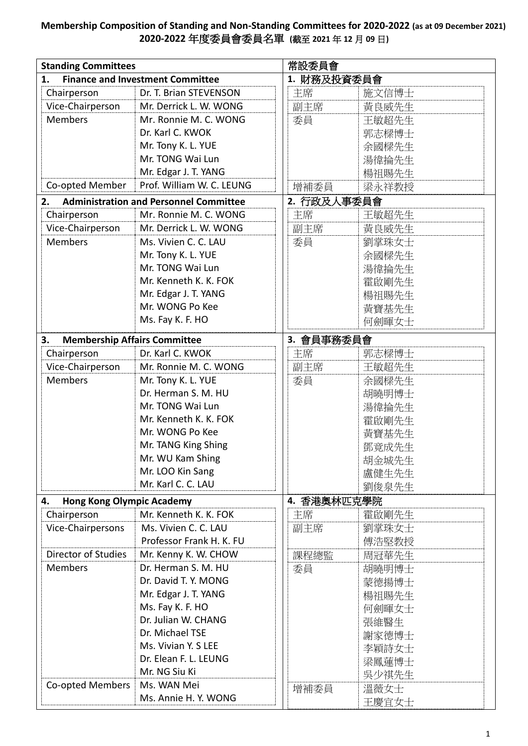**Membership Composition of Standing and Non-Standing Committees for 2020-2022 (as at 09 December 2021)**
**2020-2022 年度委員會委員名單 (截至 2021 年 12 月 09 日)**

| Standing Committees | | 常設委員會 | |
|---|---|---|---|
| **1. Finance and Investment Committee** | | **1. 財務及投資委員會** | |
| Chairperson | Dr. T. Brian STEVENSON | 主席 | 施文信博士 |
| Vice-Chairperson | Mr. Derrick L. W. WONG | 副主席 | 黃良威先生 |
| Members | Mr. Ronnie M. C. WONG | 委員 | 王敏超先生 |
| | Dr. Karl C. KWOK | | 郭志樑博士 |
| | Mr. Tony K. L. YUE | | 余國樑先生 |
| | Mr. TONG Wai Lun | | 湯偉倫先生 |
| | Mr. Edgar J. T. YANG | | 楊祖賜先生 |
| Co-opted Member | Prof. William W. C. LEUNG | 增補委員 | 梁永祥教授 |
| **2. Administration and Personnel Committee** | | **2. 行政及人事委員會** | |
| Chairperson | Mr. Ronnie M. C. WONG | 主席 | 王敏超先生 |
| Vice-Chairperson | Mr. Derrick L. W. WONG | 副主席 | 黃良威先生 |
| Members | Ms. Vivien C. C. LAU | 委員 | 劉掌珠女士 |
| | Mr. Tony K. L. YUE | | 余國樑先生 |
| | Mr. TONG Wai Lun | | 湯偉倫先生 |
| | Mr. Kenneth K. K. FOK | | 霍啟剛先生 |
| | Mr. Edgar J. T. YANG | | 楊祖賜先生 |
| | Mr. WONG Po Kee | | 黃寶基先生 |
| | Ms. Fay K. F. HO | | 何劍暉女士 |
| **3. Membership Affairs Committee** | | **3. 會員事務委員會** | |
| Chairperson | Dr. Karl C. KWOK | 主席 | 郭志樑博士 |
| Vice-Chairperson | Mr. Ronnie M. C. WONG | 副主席 | 王敏超先生 |
| Members | Mr. Tony K. L. YUE | 委員 | 余國樑先生 |
| | Dr. Herman S. M. HU | | 胡曉明博士 |
| | Mr. TONG Wai Lun | | 湯偉倫先生 |
| | Mr. Kenneth K. K. FOK | | 霍啟剛先生 |
| | Mr. WONG Po Kee | | 黃寶基先生 |
| | Mr. TANG King Shing | | 鄧竟成先生 |
| | Mr. WU Kam Shing | | 胡金城先生 |
| | Mr. LOO Kin Sang | | 盧健生先生 |
| | Mr. Karl C. C. LAU | | 劉俊泉先生 |
| **4. Hong Kong Olympic Academy** | | **4. 香港奧林匹克學院** | |
| Chairperson | Mr. Kenneth K. K. FOK | 主席 | 霍啟剛先生 |
| Vice-Chairpersons | Ms. Vivien C. C. LAU | 副主席 | 劉掌珠女士 |
| | Professor Frank H. K. FU | | 傅浩堅教授 |
| Director of Studies | Mr. Kenny K. W. CHOW | 課程總監 | 周冠華先生 |
| Members | Dr. Herman S. M. HU | 委員 | 胡曉明博士 |
| | Dr. David T. Y. MONG | | 蒙德揚博士 |
| | Mr. Edgar J. T. YANG | | 楊祖賜先生 |
| | Ms. Fay K. F. HO | | 何劍暉女士 |
| | Dr. Julian W. CHANG | | 張維醫生 |
| | Dr. Michael TSE | | 謝家德博士 |
| | Ms. Vivian Y. S LEE | | 李穎詩女士 |
| | Dr. Elean F. L. LEUNG | | 梁鳳蓮博士 |
| | Mr. NG Siu Ki | | 吳少祺先生 |
| Co-opted Members | Ms. WAN Mei | 增補委員 | 溫薇女士 |
| | Ms. Annie H. Y. WONG | | 王慶宜女士 |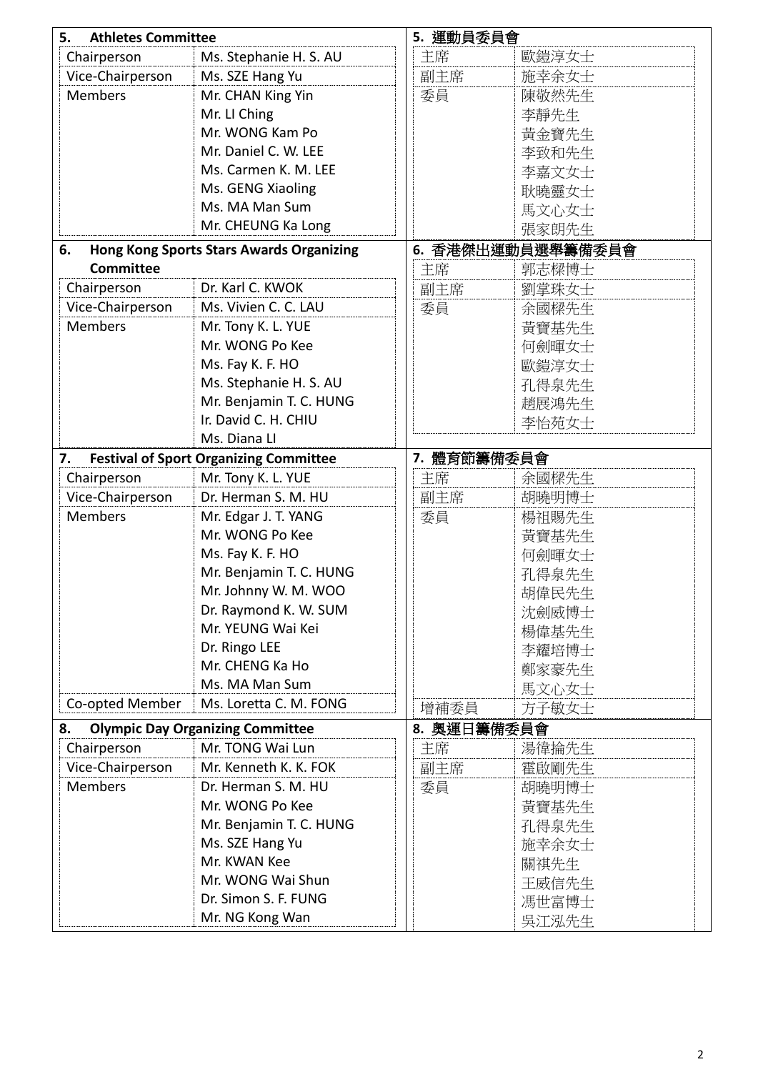## 5. Athletes Committee

| | |
|---|---|
| Chairperson | Ms. Stephanie H. S. AU |
| Vice-Chairperson | Ms. SZE Hang Yu |
| Members | Mr. CHAN King Yin |
| | Mr. LI Ching |
| | Mr. WONG Kam Po |
| | Mr. Daniel C. W. LEE |
| | Ms. Carmen K. M. LEE |
| | Ms. GENG Xiaoling |
| | Ms. MA Man Sum |
| | Mr. CHEUNG Ka Long |

## 5. 運動員委員會

| | |
|---|---|
| 主席 | 歐鎧淳女士 |
| 副主席 | 施幸余女士 |
| 委員 | 陳敬然先生 |
| | 李靜先生 |
| | 黃金寶先生 |
| | 李致和先生 |
| | 李嘉文女士 |
| | 耿曉靈女士 |
| | 馬文心女士 |
| | 張家朗先生 |

## 6. Hong Kong Sports Stars Awards Organizing Committee

| | |
|---|---|
| Chairperson | Dr. Karl C. KWOK |
| Vice-Chairperson | Ms. Vivien C. C. LAU |
| Members | Mr. Tony K. L. YUE |
| | Mr. WONG Po Kee |
| | Ms. Fay K. F. HO |
| | Ms. Stephanie H. S. AU |
| | Mr. Benjamin T. C. HUNG |
| | Ir. David C. H. CHIU |
| | Ms. Diana LI |

## 6. 香港傑出運動員選舉籌備委員會

| | |
|---|---|
| 主席 | 郭志樑博士 |
| 副主席 | 劉掌珠女士 |
| 委員 | 余國樑先生 |
| | 黃寶基先生 |
| | 何劍暉女士 |
| | 歐鎧淳女士 |
| | 孔得泉先生 |
| | 趙展鴻先生 |
| | 李怡苑女士 |

## 7. Festival of Sport Organizing Committee

| | |
|---|---|
| Chairperson | Mr. Tony K. L. YUE |
| Vice-Chairperson | Dr. Herman S. M. HU |
| Members | Mr. Edgar J. T. YANG |
| | Mr. WONG Po Kee |
| | Ms. Fay K. F. HO |
| | Mr. Benjamin T. C. HUNG |
| | Mr. Johnny W. M. WOO |
| | Dr. Raymond K. W. SUM |
| | Mr. YEUNG Wai Kei |
| | Dr. Ringo LEE |
| | Mr. CHENG Ka Ho |
| | Ms. MA Man Sum |
| Co-opted Member | Ms. Loretta C. M. FONG |

## 7. 體育節籌備委員會

| | |
|---|---|
| 主席 | 余國樑先生 |
| 副主席 | 胡曉明博士 |
| 委員 | 楊祖賜先生 |
| | 黃寶基先生 |
| | 何劍暉女士 |
| | 孔得泉先生 |
| | 胡偉民先生 |
| | 沈劍威博士 |
| | 楊偉基先生 |
| | 李耀培博士 |
| | 鄭家豪先生 |
| | 馬文心女士 |
| 增補委員 | 方子敏女士 |

## 8. Olympic Day Organizing Committee

| | |
|---|---|
| Chairperson | Mr. TONG Wai Lun |
| Vice-Chairperson | Mr. Kenneth K. K. FOK |
| Members | Dr. Herman S. M. HU |
| | Mr. WONG Po Kee |
| | Mr. Benjamin T. C. HUNG |
| | Ms. SZE Hang Yu |
| | Mr. KWAN Kee |
| | Mr. WONG Wai Shun |
| | Dr. Simon S. F. FUNG |
| | Mr. NG Kong Wan |

## 8. 奧運日籌備委員會

| | |
|---|---|
| 主席 | 湯偉掄先生 |
| 副主席 | 霍啟剛先生 |
| 委員 | 胡曉明博士 |
| | 黃寶基先生 |
| | 孔得泉先生 |
| | 施幸余女士 |
| | 關祺先生 |
| | 王威信先生 |
| | 馮世富博士 |
| | 吳江泓先生 |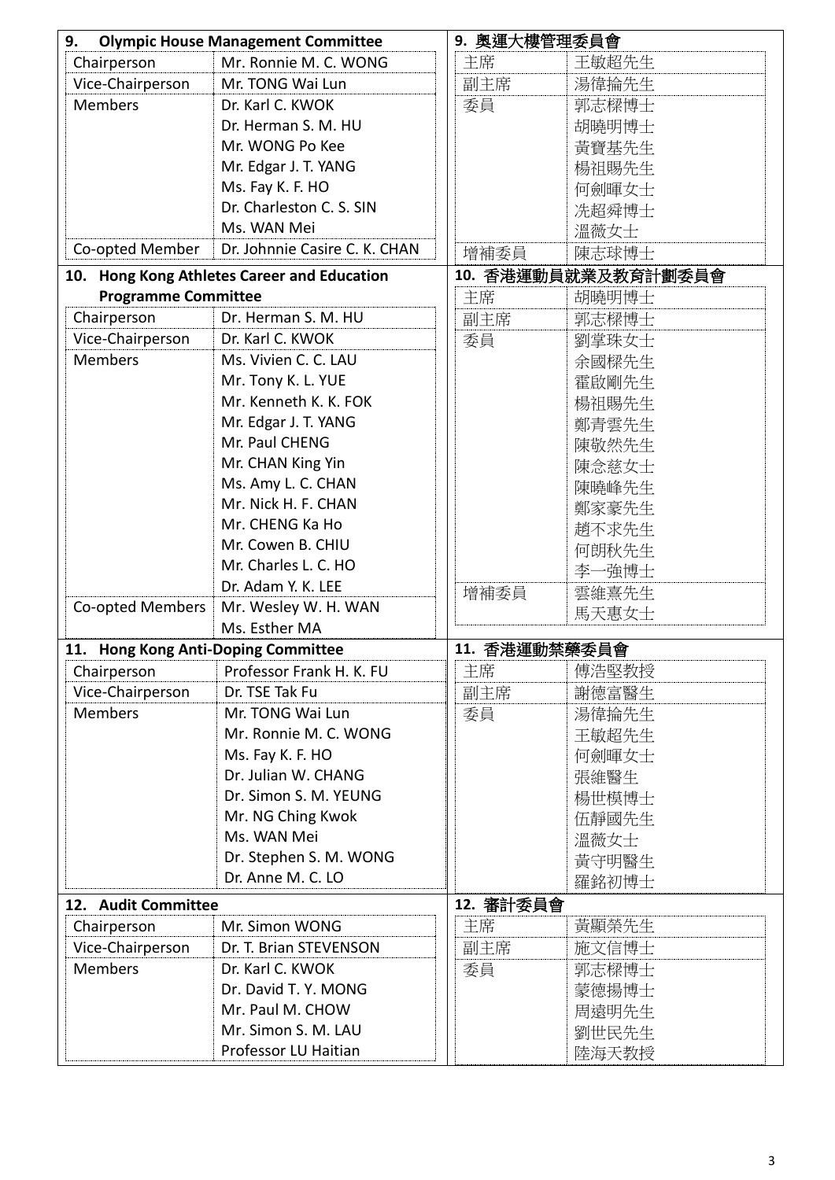## 9. Olympic House Management Committee

| | |
|---|---|
| Chairperson | Mr. Ronnie M. C. WONG |
| Vice-Chairperson | Mr. TONG Wai Lun |
| Members | Dr. Karl C. KWOK |
| | Dr. Herman S. M. HU |
| | Mr. WONG Po Kee |
| | Mr. Edgar J. T. YANG |
| | Ms. Fay K. F. HO |
| | Dr. Charleston C. S. SIN |
| | Ms. WAN Mei |
| Co-opted Member | Dr. Johnnie Casire C. K. CHAN |

## 9. 奧運大樓管理委員會

| | |
|---|---|
| 主席 | 王敏超先生 |
| 副主席 | 湯偉掄先生 |
| 委員 | 郭志樑博士 |
| | 胡曉明博士 |
| | 黃寶基先生 |
| | 楊祖賜先生 |
| | 何劍暉女士 |
| | 冼超舜博士 |
| | 溫薇女士 |
| 增補委員 | 陳志球博士 |

## 10. Hong Kong Athletes Career and Education Programme Committee

| | |
|---|---|
| Chairperson | Dr. Herman S. M. HU |
| Vice-Chairperson | Dr. Karl C. KWOK |
| Members | Ms. Vivien C. C. LAU |
| | Mr. Tony K. L. YUE |
| | Mr. Kenneth K. K. FOK |
| | Mr. Edgar J. T. YANG |
| | Mr. Paul CHENG |
| | Mr. CHAN King Yin |
| | Ms. Amy L. C. CHAN |
| | Mr. Nick H. F. CHAN |
| | Mr. CHENG Ka Ho |
| | Mr. Cowen B. CHIU |
| | Mr. Charles L. C. HO |
| | Dr. Adam Y. K. LEE |
| Co-opted Members | Mr. Wesley W. H. WAN |
| | Ms. Esther MA |

## 10. 香港運動員就業及教育計劃委員會

| | |
|---|---|
| 主席 | 胡曉明博士 |
| 副主席 | 郭志樑博士 |
| 委員 | 劉掌珠女士 |
| | 余國樑先生 |
| | 霍啟剛先生 |
| | 楊祖賜先生 |
| | 鄭青雲先生 |
| | 陳敬然先生 |
| | 陳念慈女士 |
| | 陳曉峰先生 |
| | 鄭家豪先生 |
| | 趙不求先生 |
| | 何朗秋先生 |
| | 李一強博士 |
| 增補委員 | 雲維熹先生 |
| | 馬天惠女士 |

## 11. Hong Kong Anti-Doping Committee

| | |
|---|---|
| Chairperson | Professor Frank H. K. FU |
| Vice-Chairperson | Dr. TSE Tak Fu |
| Members | Mr. TONG Wai Lun |
| | Mr. Ronnie M. C. WONG |
| | Ms. Fay K. F. HO |
| | Dr. Julian W. CHANG |
| | Dr. Simon S. M. YEUNG |
| | Mr. NG Ching Kwok |
| | Ms. WAN Mei |
| | Dr. Stephen S. M. WONG |
| | Dr. Anne M. C. LO |

## 11. 香港運動禁藥委員會

| | |
|---|---|
| 主席 | 傅浩堅教授 |
| 副主席 | 謝德富醫生 |
| 委員 | 湯偉掄先生 |
| | 王敏超先生 |
| | 何劍暉女士 |
| | 張維醫生 |
| | 楊世模博士 |
| | 伍靜國先生 |
| | 溫薇女士 |
| | 黃守明醫生 |
| | 羅銘初博士 |

## 12. Audit Committee

| | |
|---|---|
| Chairperson | Mr. Simon WONG |
| Vice-Chairperson | Dr. T. Brian STEVENSON |
| Members | Dr. Karl C. KWOK |
| | Dr. David T. Y. MONG |
| | Mr. Paul M. CHOW |
| | Mr. Simon S. M. LAU |
| | Professor LU Haitian |

## 12. 審計委員會

| | |
|---|---|
| 主席 | 黃顯榮先生 |
| 副主席 | 施文信博士 |
| 委員 | 郭志樑博士 |
| | 蒙德揚博士 |
| | 周遠明先生 |
| | 劉世民先生 |
| | 陸海天教授 |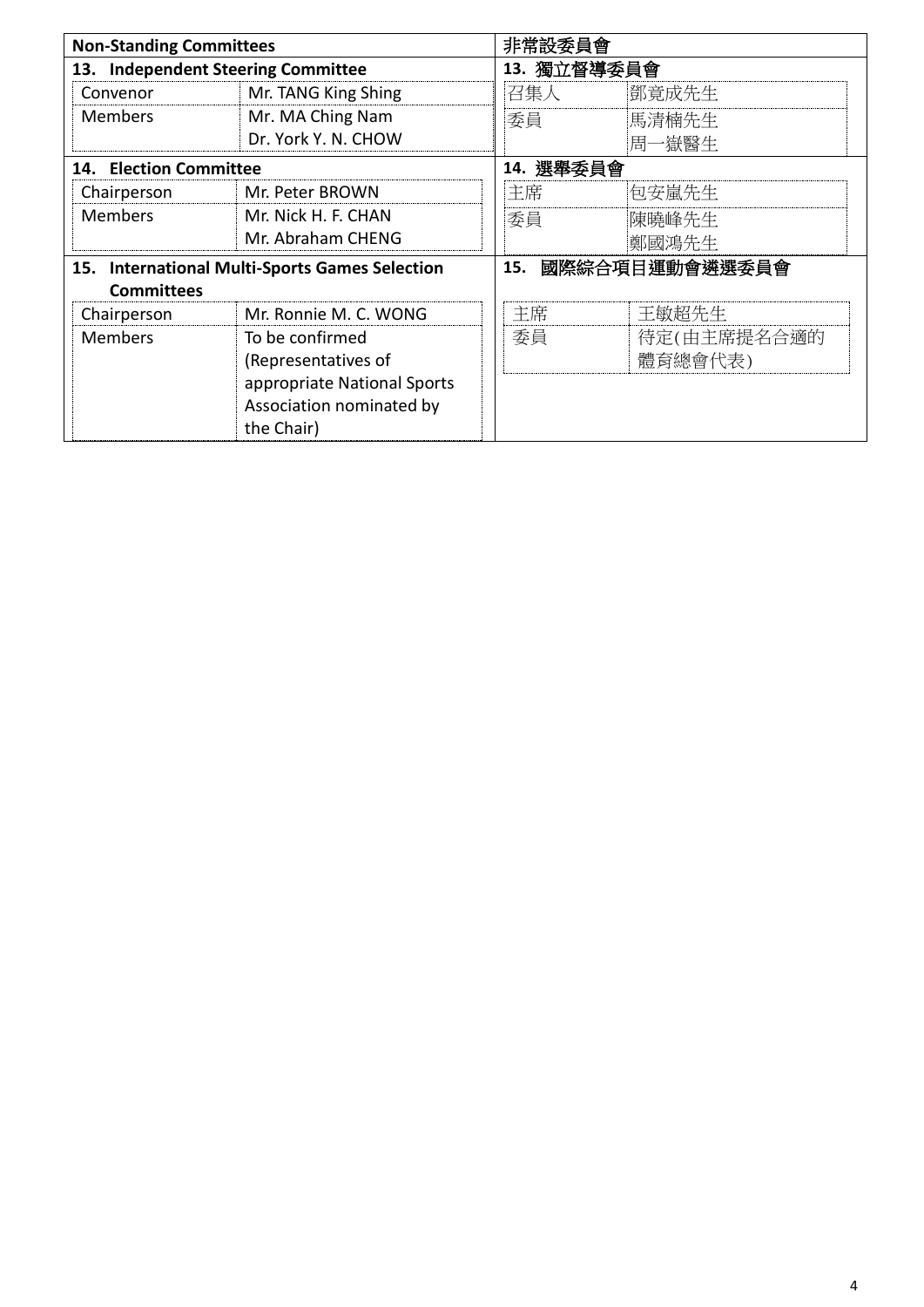| Non-Standing Committees | | 非常設委員會 | |
| --- | --- | --- | --- |
| **13. Independent Steering Committee** | | **13. 獨立督導委員會** | |
| Convenor | Mr. TANG King Shing | 召集人 | 鄧竟成先生 |
| Members | Mr. MA Ching Nam<br>Dr. York Y. N. CHOW | 委員 | 馬清楠先生<br>周一嶽醫生 |
| **14. Election Committee** | | **14. 選舉委員會** | |
| Chairperson | Mr. Peter BROWN | 主席 | 包安嵐先生 |
| Members | Mr. Nick H. F. CHAN<br>Mr. Abraham CHENG | 委員 | 陳曉峰先生<br>鄭國鴻先生 |
| **15. International Multi-Sports Games Selection Committees** | | **15. 國際綜合項目運動會遴選委員會** | |
| Chairperson | Mr. Ronnie M. C. WONG | 主席 | 王敏超先生 |
| Members | To be confirmed (Representatives of appropriate National Sports Association nominated by the Chair) | 委員 | 待定(由主席提名合適的體育總會代表) |